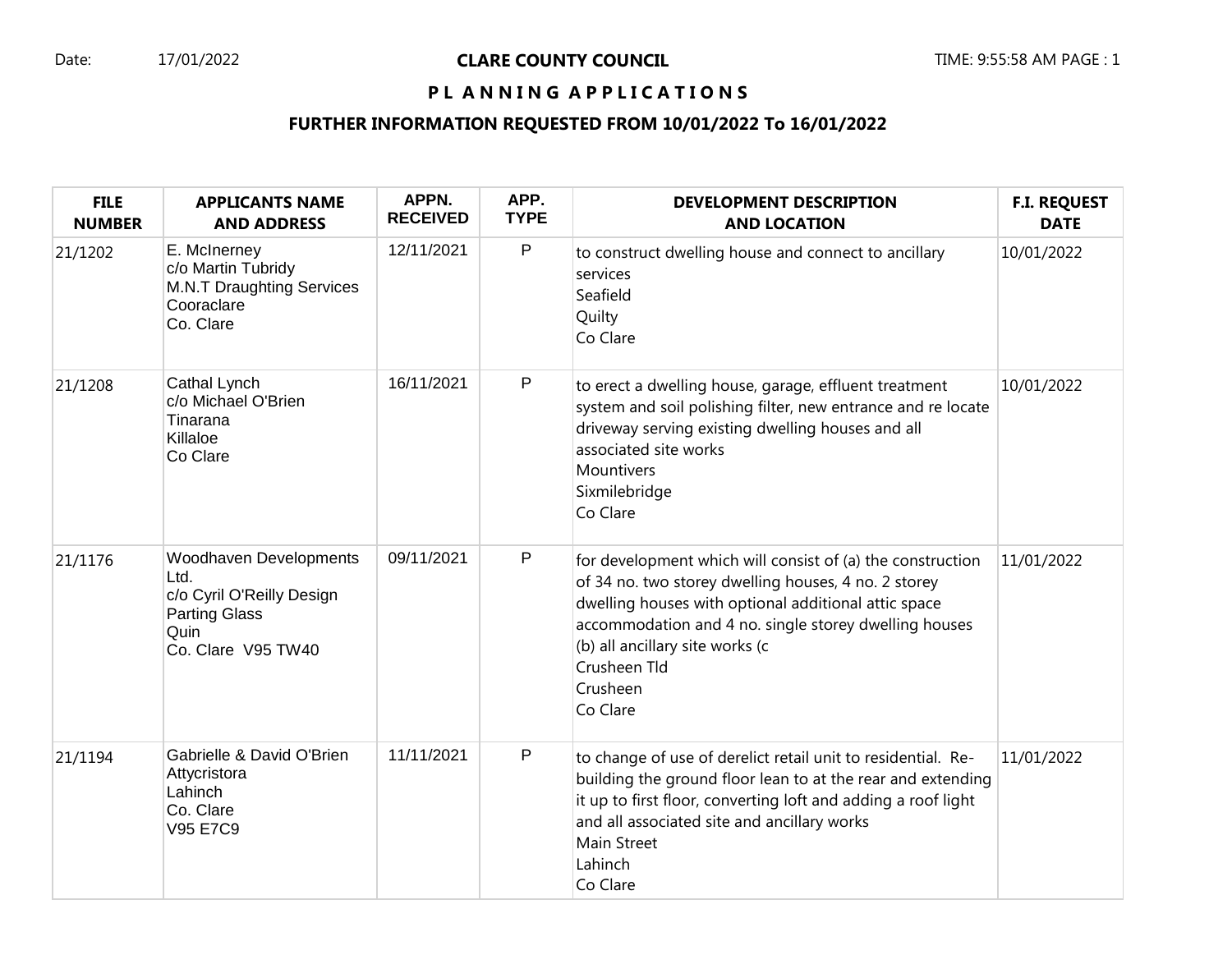# CLARE COUNTY COUNCIL

Date: 17/01/2022

## PLANNING APPLICATIONS

### FURTHER INFORMATION REQUESTED FROM 10/01/2022 To 16/01/2022

| FILE NUMBER | APPLICANTS NAME AND ADDRESS | APPN. RECEIVED | APP. TYPE | DEVELOPMENT DESCRIPTION AND LOCATION | F.I. REQUEST DATE |
|---|---|---|---|---|---|
| 21/1202 | E. McInerney<br>c/o Martin Tubridy<br>M.N.T Draughting Services<br>Cooraclare<br>Co. Clare | 12/11/2021 | P | to construct dwelling house and connect to ancillary services<br>Seafield<br>Quilty<br>Co Clare | 10/01/2022 |
| 21/1208 | Cathal Lynch<br>c/o Michael O'Brien<br>Tinarana<br>Killaloe<br>Co Clare | 16/11/2021 | P | to erect a dwelling house, garage, effluent treatment system and soil polishing filter, new entrance and re locate driveway serving existing dwelling houses and all associated site works<br>Mountivers<br>Sixmilebridge<br>Co Clare | 10/01/2022 |
| 21/1176 | Woodhaven Developments Ltd.<br>c/o Cyril O'Reilly Design<br>Parting Glass<br>Quin<br>Co. Clare V95 TW40 | 09/11/2021 | P | for development which will consist of (a) the construction of 34 no. two storey dwelling houses, 4 no. 2 storey dwelling houses with optional additional attic space accommodation and 4 no. single storey dwelling houses (b) all ancillary site works (c<br>Crusheen Tld<br>Crusheen<br>Co Clare | 11/01/2022 |
| 21/1194 | Gabrielle & David O'Brien<br>Attycristora<br>Lahinch<br>Co. Clare<br>V95 E7C9 | 11/11/2021 | P | to change of use of derelict retail unit to residential. Re-building the ground floor lean to at the rear and extending it up to first floor, converting loft and adding a roof light and all associated site and ancillary works<br>Main Street<br>Lahinch<br>Co Clare | 11/01/2022 |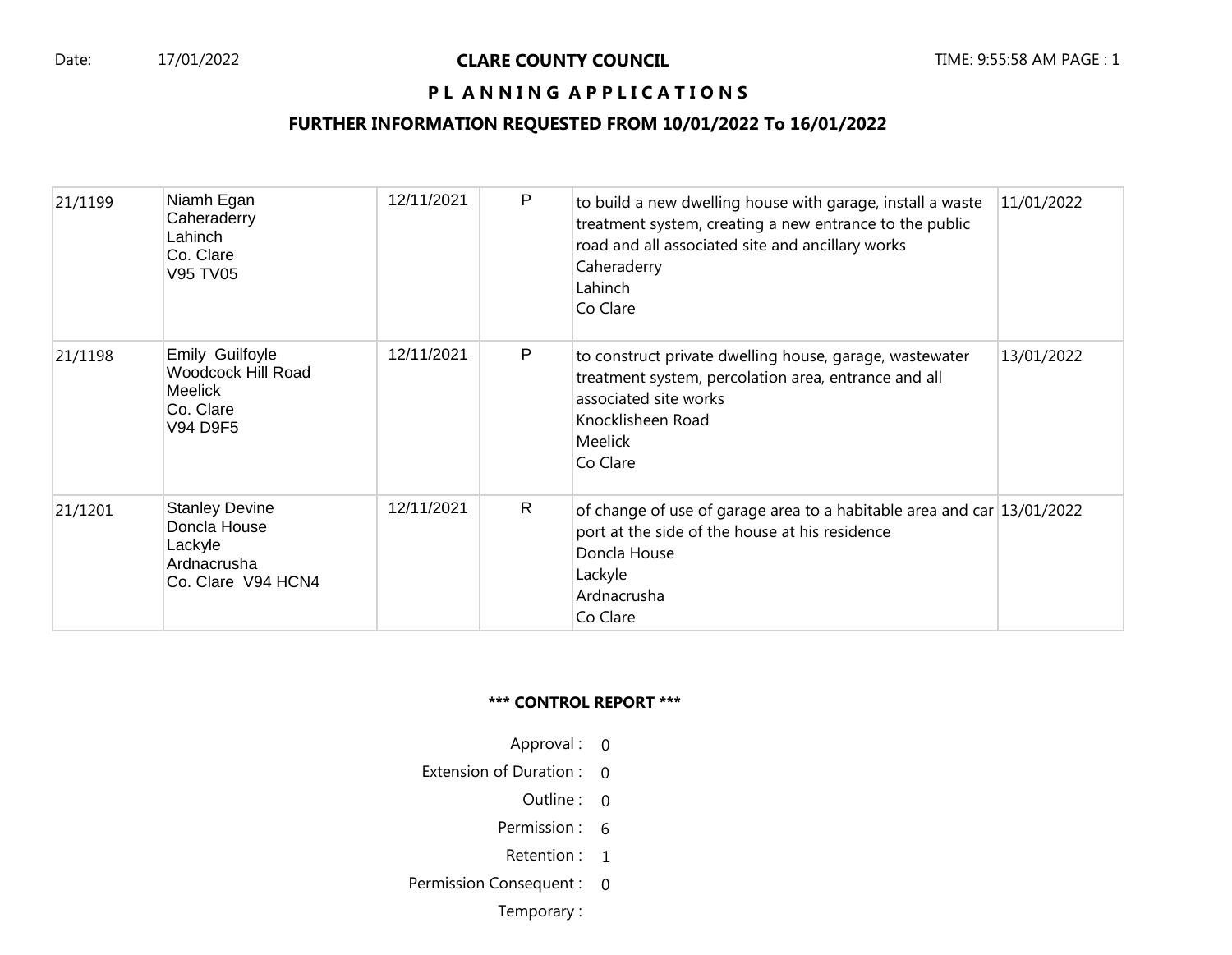| 21/1199 | Niamh Egan<br>Caheraderry<br>Lahinch<br>Co. Clare<br>V95 TV05 | 12/11/2021 | P | to build a new dwelling house with garage, install a waste treatment system, creating a new entrance to the public road and all associated site and ancillary works<br>Caheraderry<br>Lahinch<br>Co Clare | 11/01/2022 |
|---|---|---|---|---|---|
| 21/1198 | Emily Guilfoyle<br>Woodcock Hill Road<br>Meelick<br>Co. Clare<br>V94 D9F5 | 12/11/2021 | P | to construct private dwelling house, garage, wastewater treatment system, percolation area, entrance and all associated site works<br>Knocklisheen Road<br>Meelick<br>Co Clare | 13/01/2022 |
| 21/1201 | Stanley Devine<br>Doncla House<br>Lackyle<br>Ardnacrusha<br>Co. Clare V94 HCN4 | 12/11/2021 | R | of change of use of garage area to a habitable area and car port at the side of the house at his residence<br>Doncla House<br>Lackyle<br>Ardnacrusha<br>Co Clare | 13/01/2022 |

**\*\*\* CONTROL REPORT \*\*\***

| | |
|---|---|
| Approval : | 0 |
| Extension of Duration : | 0 |
| Outline : | 0 |
| Permission : | 6 |
| Retention : | 1 |
| Permission Consequent : | 0 |
| Temporary : | |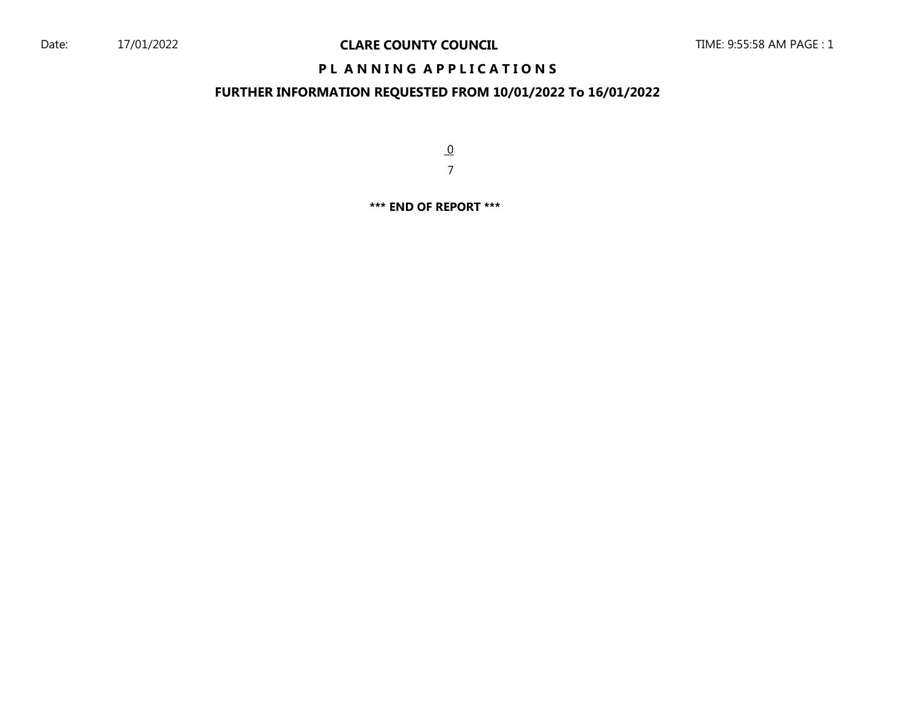Date: 17/01/2022

# CLARE COUNTY COUNCIL

## P L A N N I N G A P P L I C A T I O N S

### FURTHER INFORMATION REQUESTED FROM 10/01/2022 To 16/01/2022

0

7

**\*\*\* END OF REPORT \*\*\***